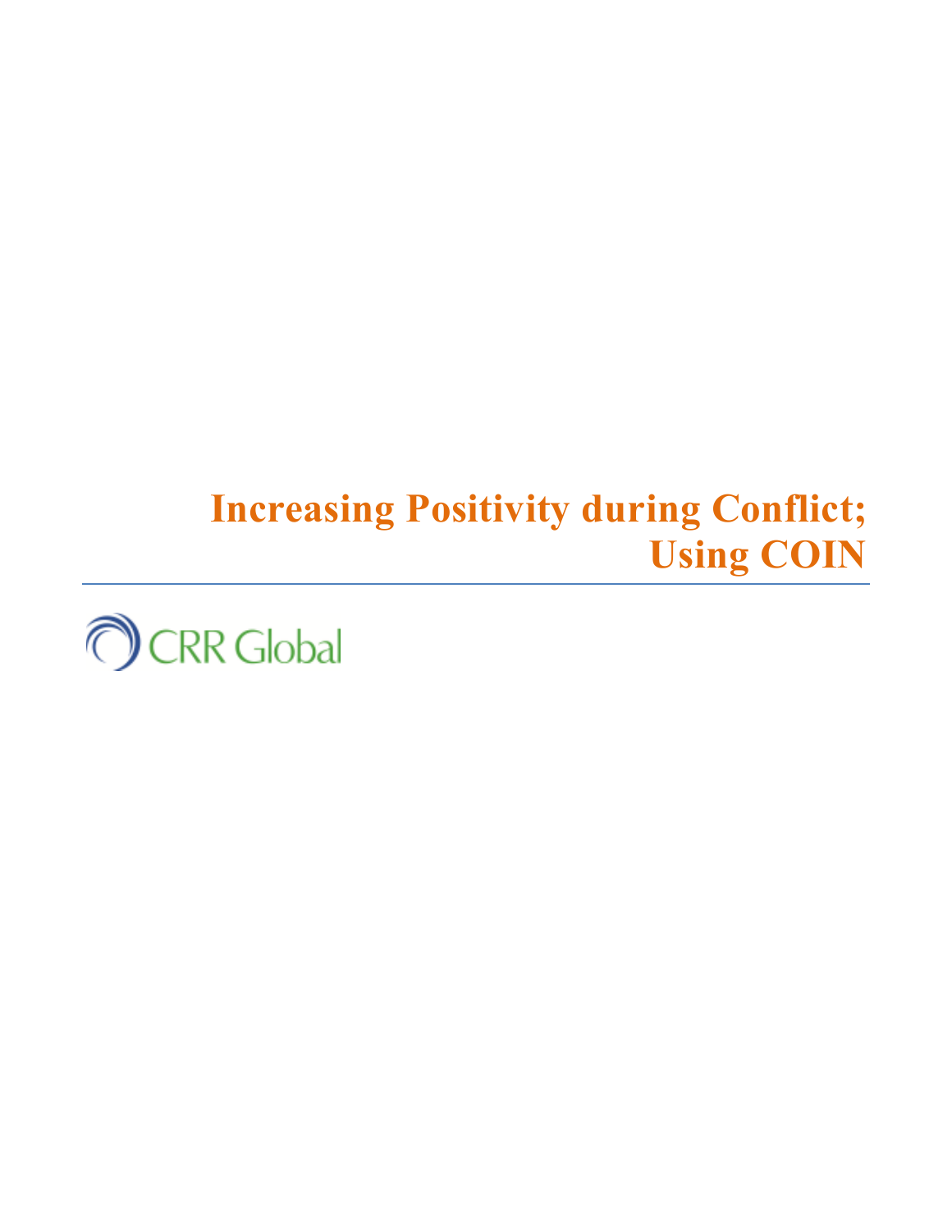# Increasing Positivity during Conflict; Using COIN

CRR Global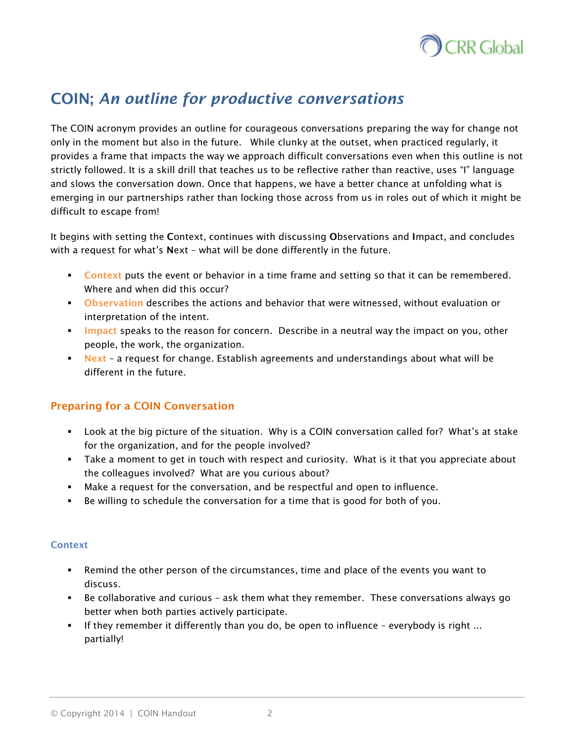# COIN; *An outline for productive conversations*

The COIN acronym provides an outline for courageous conversations preparing the way for change not only in the moment but also in the future.  While clunky at the outset, when practiced regularly, it provides a frame that impacts the way we approach difficult conversations even when this outline is not strictly followed. It is a skill drill that teaches us to be reflective rather than reactive, uses "I" language and slows the conversation down. Once that happens, we have a better chance at unfolding what is emerging in our partnerships rather than locking those across from us in roles out of which it might be difficult to escape from!

It begins with setting the **C**ontext, continues with discussing **O**bservations and **I**mpact, and concludes with a request for what's **N**ext – what will be done differently in the future.

- **Context** puts the event or behavior in a time frame and setting so that it can be remembered. Where and when did this occur?
- **Observation** describes the actions and behavior that were witnessed, without evaluation or interpretation of the intent.
- **Impact** speaks to the reason for concern.  Describe in a neutral way the impact on you, other people, the work, the organization.
- **Next** – a request for change. Establish agreements and understandings about what will be different in the future.

## Preparing for a COIN Conversation

- Look at the big picture of the situation.  Why is a COIN conversation called for?  What's at stake for the organization, and for the people involved?
- Take a moment to get in touch with respect and curiosity.  What is it that you appreciate about the colleagues involved?  What are you curious about?
- Make a request for the conversation, and be respectful and open to influence.
- Be willing to schedule the conversation for a time that is good for both of you.

### Context

- Remind the other person of the circumstances, time and place of the events you want to discuss.
- Be collaborative and curious – ask them what they remember.  These conversations always go better when both parties actively participate.
- If they remember it differently than you do, be open to influence – everybody is right ... partially!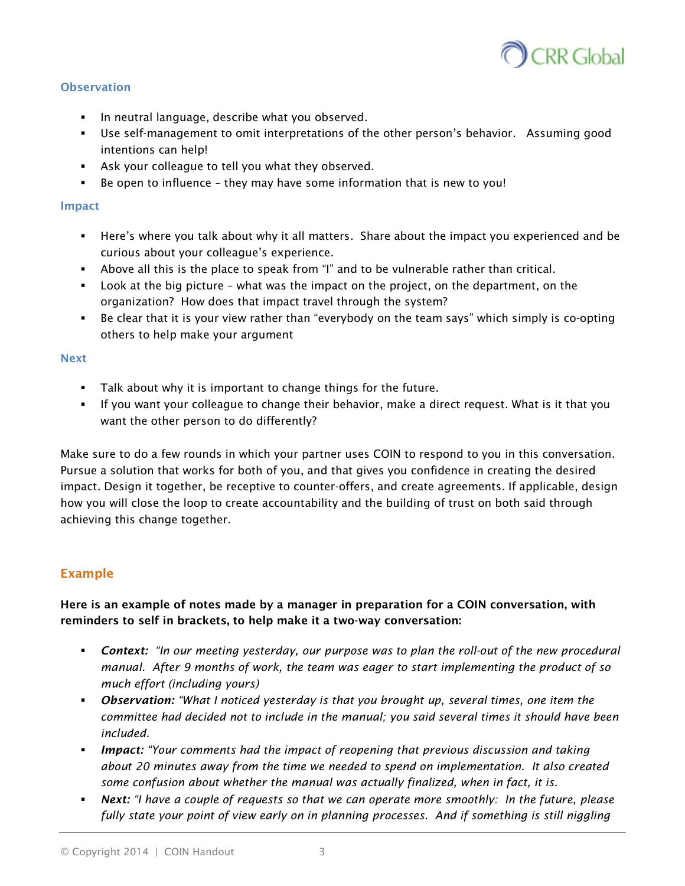### Observation

- In neutral language, describe what you observed.
- Use self-management to omit interpretations of the other person's behavior. Assuming good intentions can help!
- Ask your colleague to tell you what they observed.
- Be open to influence – they may have some information that is new to you!

### Impact

- Here's where you talk about why it all matters. Share about the impact you experienced and be curious about your colleague's experience.
- Above all this is the place to speak from "I" and to be vulnerable rather than critical.
- Look at the big picture – what was the impact on the project, on the department, on the organization? How does that impact travel through the system?
- Be clear that it is your view rather than "everybody on the team says" which simply is co-opting others to help make your argument

### Next

- Talk about why it is important to change things for the future.
- If you want your colleague to change their behavior, make a direct request. What is it that you want the other person to do differently?

Make sure to do a few rounds in which your partner uses COIN to respond to you in this conversation. Pursue a solution that works for both of you, and that gives you confidence in creating the desired impact. Design it together, be receptive to counter-offers, and create agreements. If applicable, design how you will close the loop to create accountability and the building of trust on both said through achieving this change together.

## Example

**Here is an example of notes made by a manager in preparation for a COIN conversation, with reminders to self in brackets, to help make it a two-way conversation:**

- ***Context:*** *"In our meeting yesterday, our purpose was to plan the roll-out of the new procedural manual. After 9 months of work, the team was eager to start implementing the product of so much effort (including yours)*
- ***Observation:*** *"What I noticed yesterday is that you brought up, several times, one item the committee had decided not to include in the manual; you said several times it should have been included.*
- ***Impact:*** *"Your comments had the impact of reopening that previous discussion and taking about 20 minutes away from the time we needed to spend on implementation. It also created some confusion about whether the manual was actually finalized, when in fact, it is.*
- ***Next:*** *"I have a couple of requests so that we can operate more smoothly: In the future, please fully state your point of view early on in planning processes. And if something is still niggling*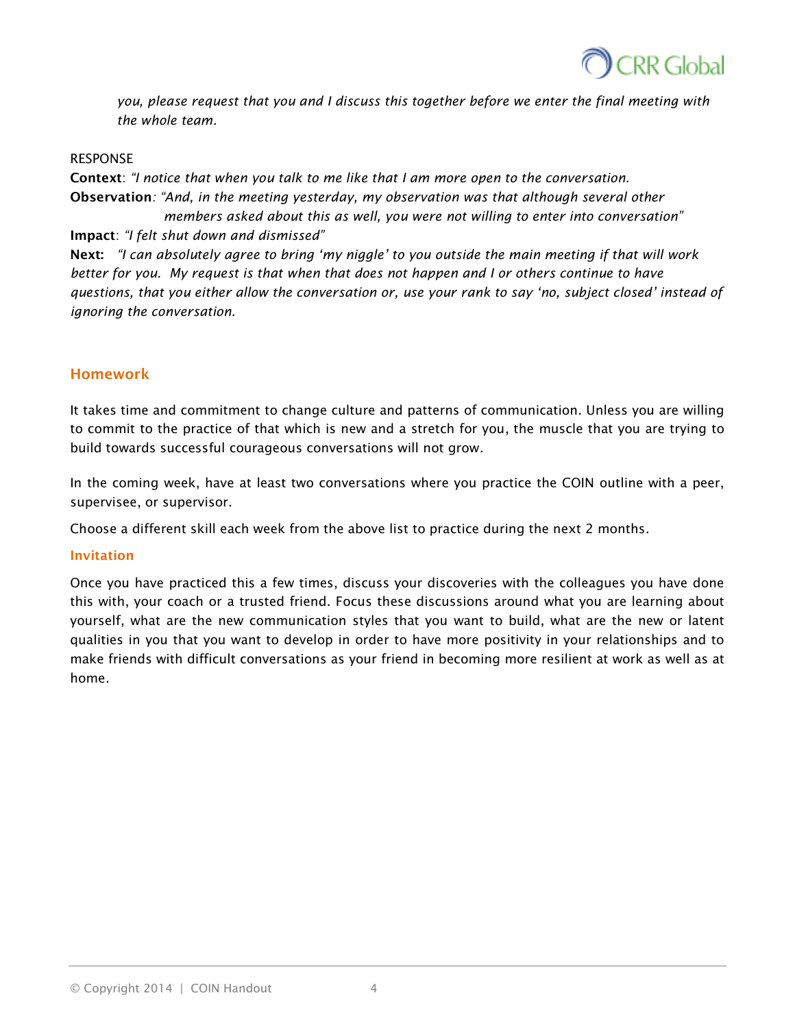*you, please request that you and I discuss this together before we enter the final meeting with the whole team.*

RESPONSE

**Context**: *"I notice that when you talk to me like that I am more open to the conversation.*

**Observation***: "And, in the meeting yesterday, my observation was that although several other members asked about this as well, you were not willing to enter into conversation"*

**Impact**: *"I felt shut down and dismissed"*

**Next:** *"I can absolutely agree to bring 'my niggle' to you outside the main meeting if that will work better for you. My request is that when that does not happen and I or others continue to have questions, that you either allow the conversation or, use your rank to say 'no, subject closed' instead of ignoring the conversation.*

## Homework

It takes time and commitment to change culture and patterns of communication. Unless you are willing to commit to the practice of that which is new and a stretch for you, the muscle that you are trying to build towards successful courageous conversations will not grow.

In the coming week, have at least two conversations where you practice the COIN outline with a peer, supervisee, or supervisor.

Choose a different skill each week from the above list to practice during the next 2 months.

### Invitation

Once you have practiced this a few times, discuss your discoveries with the colleagues you have done this with, your coach or a trusted friend. Focus these discussions around what you are learning about yourself, what are the new communication styles that you want to build, what are the new or latent qualities in you that you want to develop in order to have more positivity in your relationships and to make friends with difficult conversations as your friend in becoming more resilient at work as well as at home.